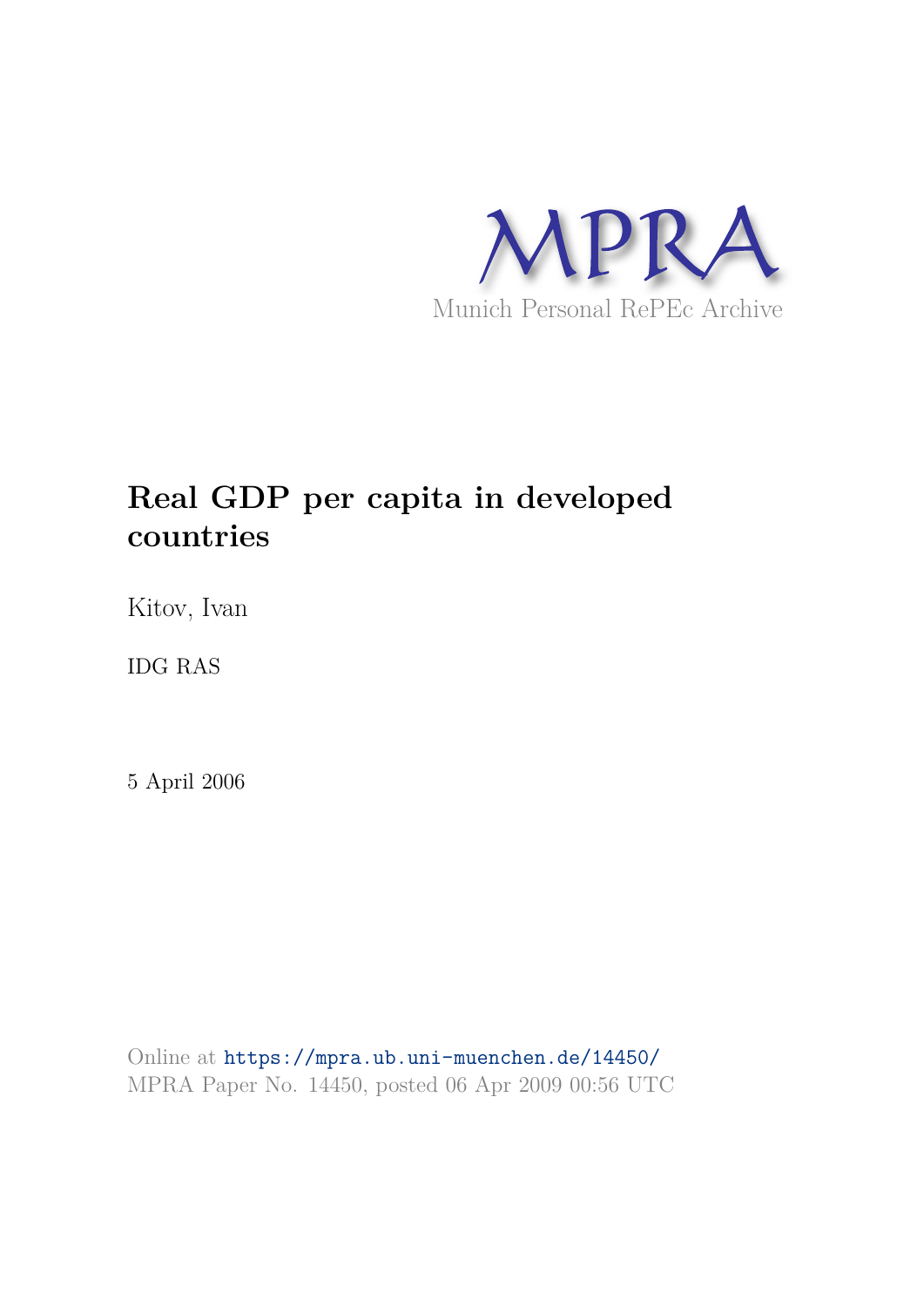MPRA

Munich Personal RePEc Archive

# Real GDP per capita in developed countries

Kitov, Ivan

IDG RAS

5 April 2006

Online at https://mpra.ub.uni-muenchen.de/14450/
MPRA Paper No. 14450, posted 06 Apr 2009 00:56 UTC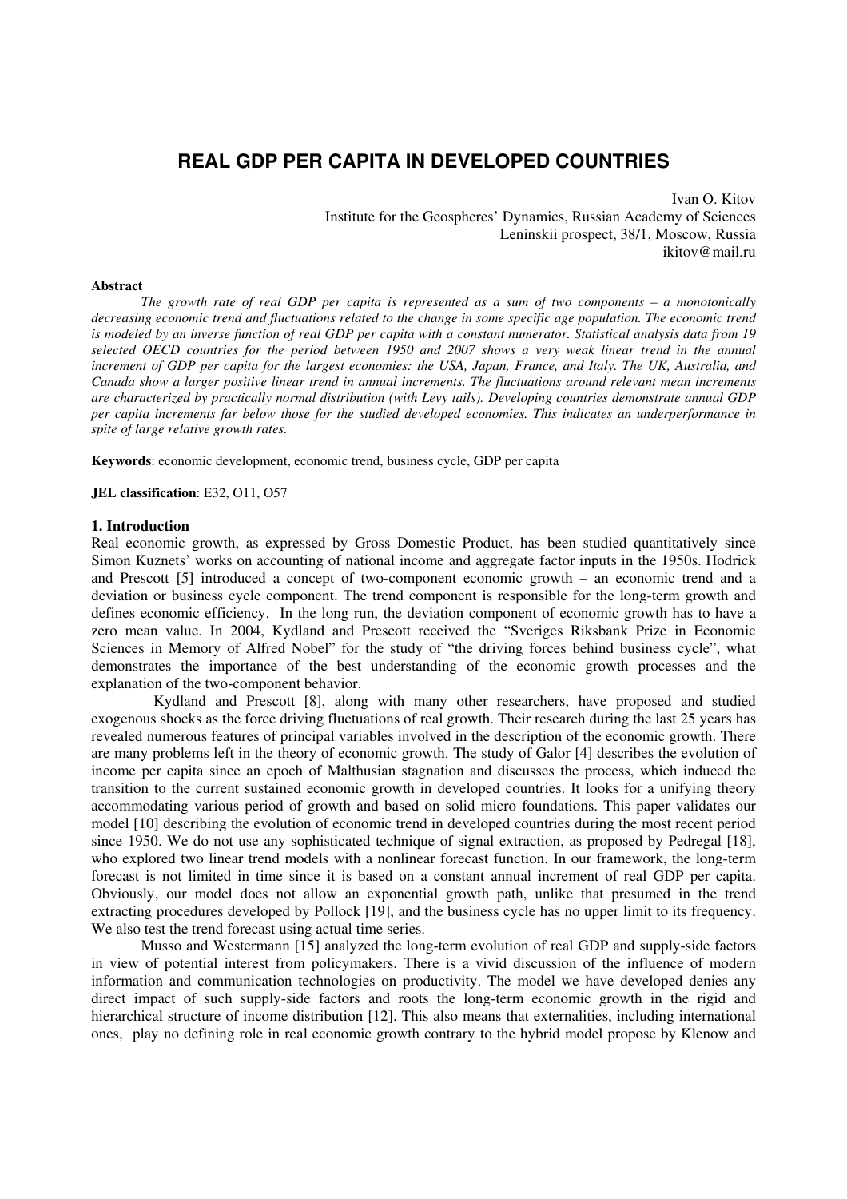# REAL GDP PER CAPITA IN DEVELOPED COUNTRIES

Ivan O. Kitov
Institute for the Geospheres' Dynamics, Russian Academy of Sciences
Leninskii prospect, 38/1, Moscow, Russia
ikitov@mail.ru

**Abstract**

*The growth rate of real GDP per capita is represented as a sum of two components – a monotonically decreasing economic trend and fluctuations related to the change in some specific age population. The economic trend is modeled by an inverse function of real GDP per capita with a constant numerator. Statistical analysis data from 19 selected OECD countries for the period between 1950 and 2007 shows a very weak linear trend in the annual increment of GDP per capita for the largest economies: the USA, Japan, France, and Italy. The UK, Australia, and Canada show a larger positive linear trend in annual increments. The fluctuations around relevant mean increments are characterized by practically normal distribution (with Levy tails). Developing countries demonstrate annual GDP per capita increments far below those for the studied developed economies. This indicates an underperformance in spite of large relative growth rates.*

**Keywords**: economic development, economic trend, business cycle, GDP per capita

**JEL classification**: E32, O11, O57

## 1. Introduction

Real economic growth, as expressed by Gross Domestic Product, has been studied quantitatively since Simon Kuznets' works on accounting of national income and aggregate factor inputs in the 1950s. Hodrick and Prescott [5] introduced a concept of two-component economic growth – an economic trend and a deviation or business cycle component. The trend component is responsible for the long-term growth and defines economic efficiency. In the long run, the deviation component of economic growth has to have a zero mean value. In 2004, Kydland and Prescott received the "Sveriges Riksbank Prize in Economic Sciences in Memory of Alfred Nobel" for the study of "the driving forces behind business cycle", what demonstrates the importance of the best understanding of the economic growth processes and the explanation of the two-component behavior.

Kydland and Prescott [8], along with many other researchers, have proposed and studied exogenous shocks as the force driving fluctuations of real growth. Their research during the last 25 years has revealed numerous features of principal variables involved in the description of the economic growth. There are many problems left in the theory of economic growth. The study of Galor [4] describes the evolution of income per capita since an epoch of Malthusian stagnation and discusses the process, which induced the transition to the current sustained economic growth in developed countries. It looks for a unifying theory accommodating various period of growth and based on solid micro foundations. This paper validates our model [10] describing the evolution of economic trend in developed countries during the most recent period since 1950. We do not use any sophisticated technique of signal extraction, as proposed by Pedregal [18], who explored two linear trend models with a nonlinear forecast function. In our framework, the long-term forecast is not limited in time since it is based on a constant annual increment of real GDP per capita. Obviously, our model does not allow an exponential growth path, unlike that presumed in the trend extracting procedures developed by Pollock [19], and the business cycle has no upper limit to its frequency. We also test the trend forecast using actual time series.

Musso and Westermann [15] analyzed the long-term evolution of real GDP and supply-side factors in view of potential interest from policymakers. There is a vivid discussion of the influence of modern information and communication technologies on productivity. The model we have developed denies any direct impact of such supply-side factors and roots the long-term economic growth in the rigid and hierarchical structure of income distribution [12]. This also means that externalities, including international ones, play no defining role in real economic growth contrary to the hybrid model propose by Klenow and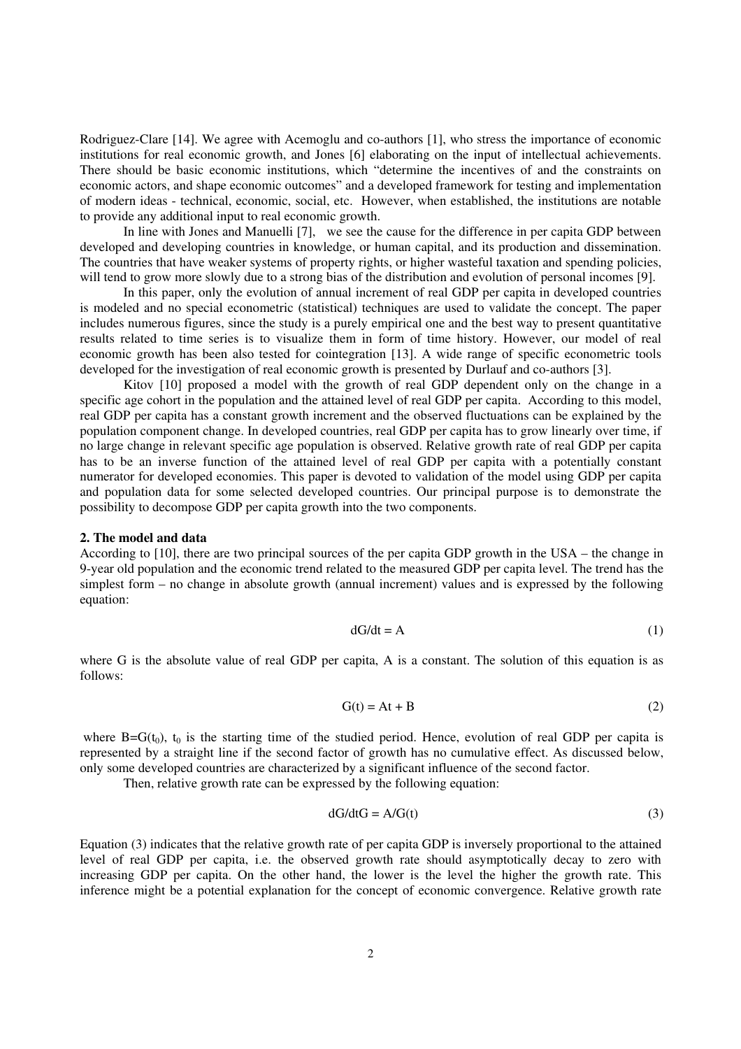Rodriguez-Clare [14]. We agree with Acemoglu and co-authors [1], who stress the importance of economic institutions for real economic growth, and Jones [6] elaborating on the input of intellectual achievements. There should be basic economic institutions, which "determine the incentives of and the constraints on economic actors, and shape economic outcomes" and a developed framework for testing and implementation of modern ideas - technical, economic, social, etc. However, when established, the institutions are notable to provide any additional input to real economic growth.

In line with Jones and Manuelli [7], we see the cause for the difference in per capita GDP between developed and developing countries in knowledge, or human capital, and its production and dissemination. The countries that have weaker systems of property rights, or higher wasteful taxation and spending policies, will tend to grow more slowly due to a strong bias of the distribution and evolution of personal incomes [9].

In this paper, only the evolution of annual increment of real GDP per capita in developed countries is modeled and no special econometric (statistical) techniques are used to validate the concept. The paper includes numerous figures, since the study is a purely empirical one and the best way to present quantitative results related to time series is to visualize them in form of time history. However, our model of real economic growth has been also tested for cointegration [13]. A wide range of specific econometric tools developed for the investigation of real economic growth is presented by Durlauf and co-authors [3].

Kitov [10] proposed a model with the growth of real GDP dependent only on the change in a specific age cohort in the population and the attained level of real GDP per capita. According to this model, real GDP per capita has a constant growth increment and the observed fluctuations can be explained by the population component change. In developed countries, real GDP per capita has to grow linearly over time, if no large change in relevant specific age population is observed. Relative growth rate of real GDP per capita has to be an inverse function of the attained level of real GDP per capita with a potentially constant numerator for developed economies. This paper is devoted to validation of the model using GDP per capita and population data for some selected developed countries. Our principal purpose is to demonstrate the possibility to decompose GDP per capita growth into the two components.

## 2. The model and data

According to [10], there are two principal sources of the per capita GDP growth in the USA – the change in 9-year old population and the economic trend related to the measured GDP per capita level. The trend has the simplest form – no change in absolute growth (annual increment) values and is expressed by the following equation:

$$dG/dt = A \tag{1}$$

where G is the absolute value of real GDP per capita, A is a constant. The solution of this equation is as follows:

$$G(t) = At + B \tag{2}$$

where $B=G(t_0)$, $t_0$ is the starting time of the studied period. Hence, evolution of real GDP per capita is represented by a straight line if the second factor of growth has no cumulative effect. As discussed below, only some developed countries are characterized by a significant influence of the second factor.

Then, relative growth rate can be expressed by the following equation:

$$dG/dtG = A/G(t) \tag{3}$$

Equation (3) indicates that the relative growth rate of per capita GDP is inversely proportional to the attained level of real GDP per capita, i.e. the observed growth rate should asymptotically decay to zero with increasing GDP per capita. On the other hand, the lower is the level the higher the growth rate. This inference might be a potential explanation for the concept of economic convergence. Relative growth rate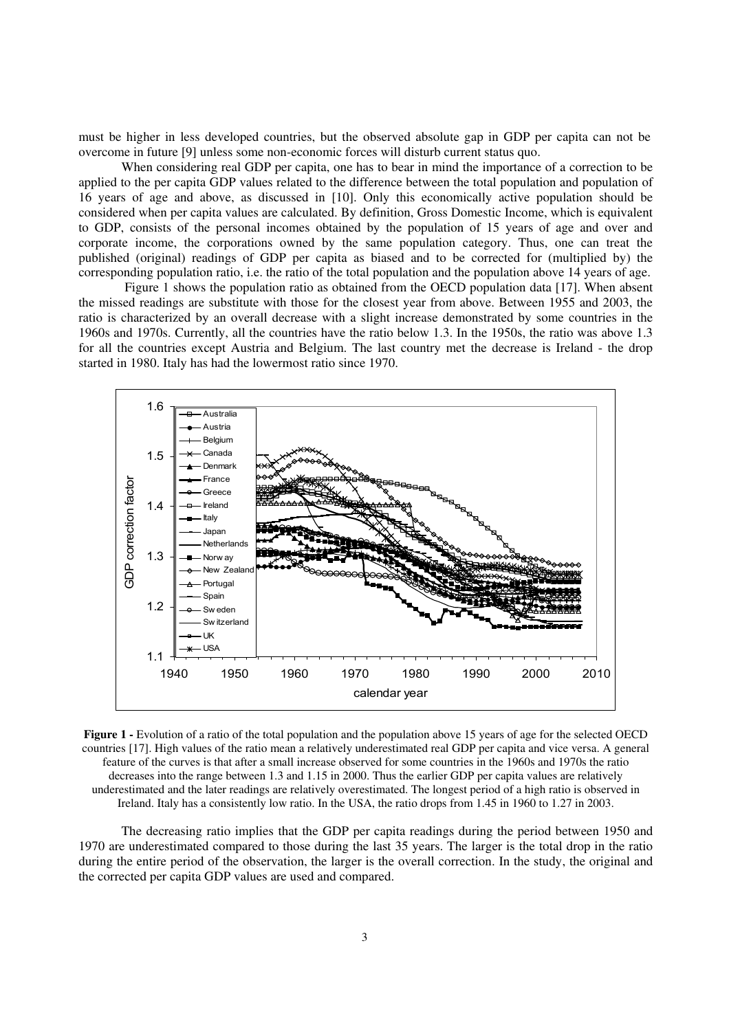must be higher in less developed countries, but the observed absolute gap in GDP per capita can not be overcome in future [9] unless some non-economic forces will disturb current status quo.

When considering real GDP per capita, one has to bear in mind the importance of a correction to be applied to the per capita GDP values related to the difference between the total population and population of 16 years of age and above, as discussed in [10]. Only this economically active population should be considered when per capita values are calculated. By definition, Gross Domestic Income, which is equivalent to GDP, consists of the personal incomes obtained by the population of 15 years of age and over and corporate income, the corporations owned by the same population category. Thus, one can treat the published (original) readings of GDP per capita as biased and to be corrected for (multiplied by) the corresponding population ratio, i.e. the ratio of the total population and the population above 14 years of age.

Figure 1 shows the population ratio as obtained from the OECD population data [17]. When absent the missed readings are substitute with those for the closest year from above. Between 1955 and 2003, the ratio is characterized by an overall decrease with a slight increase demonstrated by some countries in the 1960s and 1970s. Currently, all the countries have the ratio below 1.3. In the 1950s, the ratio was above 1.3 for all the countries except Austria and Belgium. The last country met the decrease is Ireland - the drop started in 1980. Italy has had the lowermost ratio since 1970.

**Figure 1 -** Evolution of a ratio of the total population and the population above 15 years of age for the selected OECD countries [17]. High values of the ratio mean a relatively underestimated real GDP per capita and vice versa. A general feature of the curves is that after a small increase observed for some countries in the 1960s and 1970s the ratio decreases into the range between 1.3 and 1.15 in 2000. Thus the earlier GDP per capita values are relatively underestimated and the later readings are relatively overestimated. The longest period of a high ratio is observed in Ireland. Italy has a consistently low ratio. In the USA, the ratio drops from 1.45 in 1960 to 1.27 in 2003.

The decreasing ratio implies that the GDP per capita readings during the period between 1950 and 1970 are underestimated compared to those during the last 35 years. The larger is the total drop in the ratio during the entire period of the observation, the larger is the overall correction. In the study, the original and the corrected per capita GDP values are used and compared.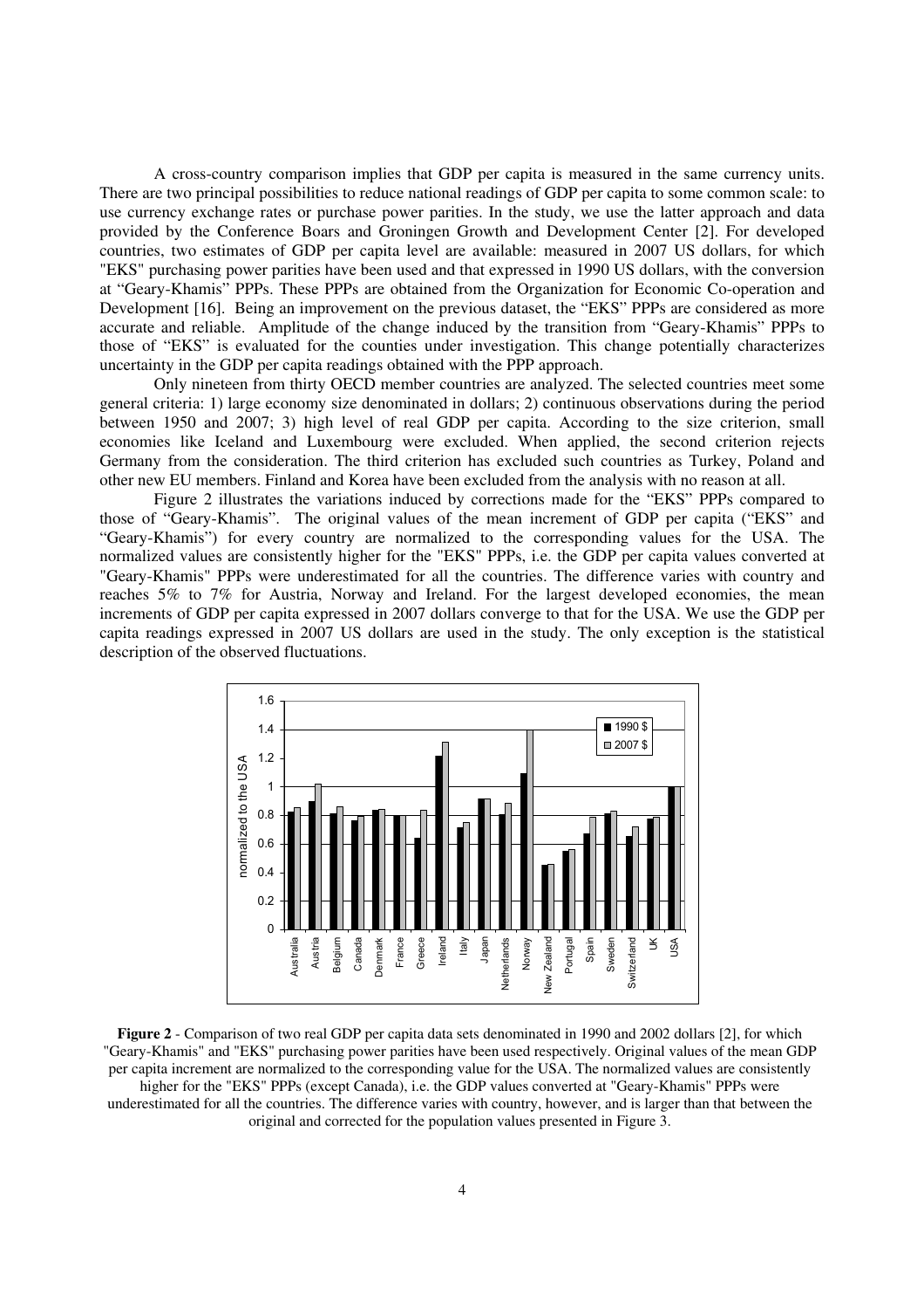A cross-country comparison implies that GDP per capita is measured in the same currency units. There are two principal possibilities to reduce national readings of GDP per capita to some common scale: to use currency exchange rates or purchase power parities. In the study, we use the latter approach and data provided by the Conference Boars and Groningen Growth and Development Center [2]. For developed countries, two estimates of GDP per capita level are available: measured in 2007 US dollars, for which "EKS" purchasing power parities have been used and that expressed in 1990 US dollars, with the conversion at "Geary-Khamis" PPPs. These PPPs are obtained from the Organization for Economic Co-operation and Development [16]. Being an improvement on the previous dataset, the "EKS" PPPs are considered as more accurate and reliable. Amplitude of the change induced by the transition from "Geary-Khamis" PPPs to those of "EKS" is evaluated for the counties under investigation. This change potentially characterizes uncertainty in the GDP per capita readings obtained with the PPP approach.

Only nineteen from thirty OECD member countries are analyzed. The selected countries meet some general criteria: 1) large economy size denominated in dollars; 2) continuous observations during the period between 1950 and 2007; 3) high level of real GDP per capita. According to the size criterion, small economies like Iceland and Luxembourg were excluded. When applied, the second criterion rejects Germany from the consideration. The third criterion has excluded such countries as Turkey, Poland and other new EU members. Finland and Korea have been excluded from the analysis with no reason at all.

Figure 2 illustrates the variations induced by corrections made for the "EKS" PPPs compared to those of "Geary-Khamis". The original values of the mean increment of GDP per capita ("EKS" and "Geary-Khamis") for every country are normalized to the corresponding values for the USA. The normalized values are consistently higher for the "EKS" PPPs, i.e. the GDP per capita values converted at "Geary-Khamis" PPPs were underestimated for all the countries. The difference varies with country and reaches 5% to 7% for Austria, Norway and Ireland. For the largest developed economies, the mean increments of GDP per capita expressed in 2007 dollars converge to that for the USA. We use the GDP per capita readings expressed in 2007 US dollars are used in the study. The only exception is the statistical description of the observed fluctuations.

**Figure 2** - Comparison of two real GDP per capita data sets denominated in 1990 and 2002 dollars [2], for which "Geary-Khamis" and "EKS" purchasing power parities have been used respectively. Original values of the mean GDP per capita increment are normalized to the corresponding value for the USA. The normalized values are consistently higher for the "EKS" PPPs (except Canada), i.e. the GDP values converted at "Geary-Khamis" PPPs were underestimated for all the countries. The difference varies with country, however, and is larger than that between the original and corrected for the population values presented in Figure 3.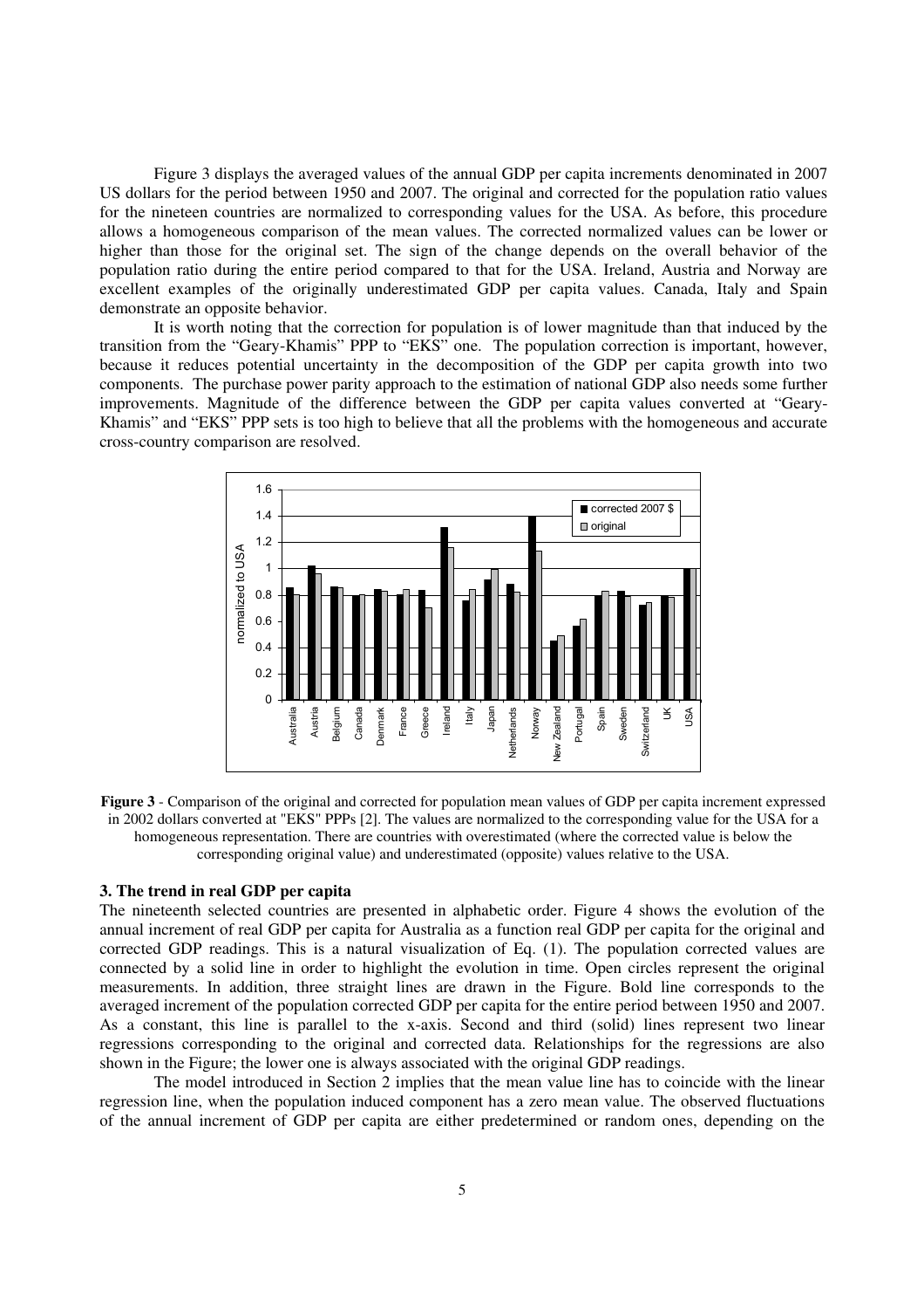Figure 3 displays the averaged values of the annual GDP per capita increments denominated in 2007 US dollars for the period between 1950 and 2007. The original and corrected for the population ratio values for the nineteen countries are normalized to corresponding values for the USA. As before, this procedure allows a homogeneous comparison of the mean values. The corrected normalized values can be lower or higher than those for the original set. The sign of the change depends on the overall behavior of the population ratio during the entire period compared to that for the USA. Ireland, Austria and Norway are excellent examples of the originally underestimated GDP per capita values. Canada, Italy and Spain demonstrate an opposite behavior.

It is worth noting that the correction for population is of lower magnitude than that induced by the transition from the "Geary-Khamis" PPP to "EKS" one. The population correction is important, however, because it reduces potential uncertainty in the decomposition of the GDP per capita growth into two components. The purchase power parity approach to the estimation of national GDP also needs some further improvements. Magnitude of the difference between the GDP per capita values converted at "Geary-Khamis" and "EKS" PPP sets is too high to believe that all the problems with the homogeneous and accurate cross-country comparison are resolved.

**Figure 3** - Comparison of the original and corrected for population mean values of GDP per capita increment expressed in 2002 dollars converted at "EKS" PPPs [2]. The values are normalized to the corresponding value for the USA for a homogeneous representation. There are countries with overestimated (where the corrected value is below the corresponding original value) and underestimated (opposite) values relative to the USA.

### 3. The trend in real GDP per capita

The nineteenth selected countries are presented in alphabetic order. Figure 4 shows the evolution of the annual increment of real GDP per capita for Australia as a function real GDP per capita for the original and corrected GDP readings. This is a natural visualization of Eq. (1). The population corrected values are connected by a solid line in order to highlight the evolution in time. Open circles represent the original measurements. In addition, three straight lines are drawn in the Figure. Bold line corresponds to the averaged increment of the population corrected GDP per capita for the entire period between 1950 and 2007. As a constant, this line is parallel to the x-axis. Second and third (solid) lines represent two linear regressions corresponding to the original and corrected data. Relationships for the regressions are also shown in the Figure; the lower one is always associated with the original GDP readings.

The model introduced in Section 2 implies that the mean value line has to coincide with the linear regression line, when the population induced component has a zero mean value. The observed fluctuations of the annual increment of GDP per capita are either predetermined or random ones, depending on the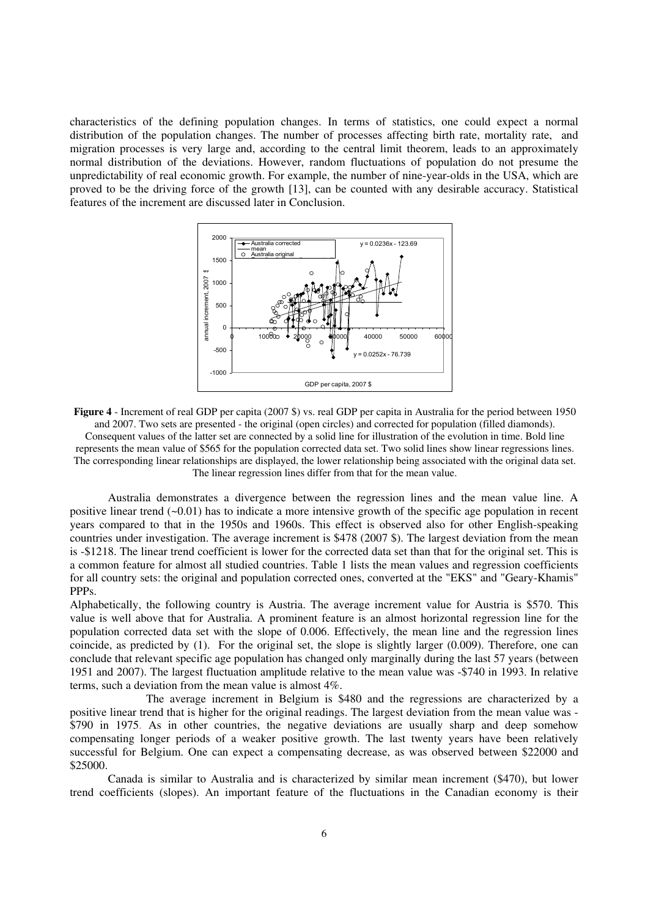characteristics of the defining population changes. In terms of statistics, one could expect a normal distribution of the population changes. The number of processes affecting birth rate, mortality rate, and migration processes is very large and, according to the central limit theorem, leads to an approximately normal distribution of the deviations. However, random fluctuations of population do not presume the unpredictability of real economic growth. For example, the number of nine-year-olds in the USA, which are proved to be the driving force of the growth [13], can be counted with any desirable accuracy. Statistical features of the increment are discussed later in Conclusion.

**Figure 4** - Increment of real GDP per capita (2007 $) vs. real GDP per capita in Australia for the period between 1950 and 2007. Two sets are presented - the original (open circles) and corrected for population (filled diamonds). Consequent values of the latter set are connected by a solid line for illustration of the evolution in time. Bold line represents the mean value of $565 for the population corrected data set. Two solid lines show linear regressions lines. The corresponding linear relationships are displayed, the lower relationship being associated with the original data set. The linear regression lines differ from that for the mean value.

Australia demonstrates a divergence between the regression lines and the mean value line. A positive linear trend (~0.01) has to indicate a more intensive growth of the specific age population in recent years compared to that in the 1950s and 1960s. This effect is observed also for other English-speaking countries under investigation. The average increment is $478 (2007 $). The largest deviation from the mean is -$1218. The linear trend coefficient is lower for the corrected data set than that for the original set. This is a common feature for almost all studied countries. Table 1 lists the mean values and regression coefficients for all country sets: the original and population corrected ones, converted at the "EKS" and "Geary-Khamis" PPPs.

Alphabetically, the following country is Austria. The average increment value for Austria is $570. This value is well above that for Australia. A prominent feature is an almost horizontal regression line for the population corrected data set with the slope of 0.006. Effectively, the mean line and the regression lines coincide, as predicted by (1). For the original set, the slope is slightly larger (0.009). Therefore, one can conclude that relevant specific age population has changed only marginally during the last 57 years (between 1951 and 2007). The largest fluctuation amplitude relative to the mean value was -$740 in 1993. In relative terms, such a deviation from the mean value is almost 4%.

The average increment in Belgium is $480 and the regressions are characterized by a positive linear trend that is higher for the original readings. The largest deviation from the mean value was -$790 in 1975. As in other countries, the negative deviations are usually sharp and deep somehow compensating longer periods of a weaker positive growth. The last twenty years have been relatively successful for Belgium. One can expect a compensating decrease, as was observed between $22000 and $25000.

Canada is similar to Australia and is characterized by similar mean increment ($470), but lower trend coefficients (slopes). An important feature of the fluctuations in the Canadian economy is their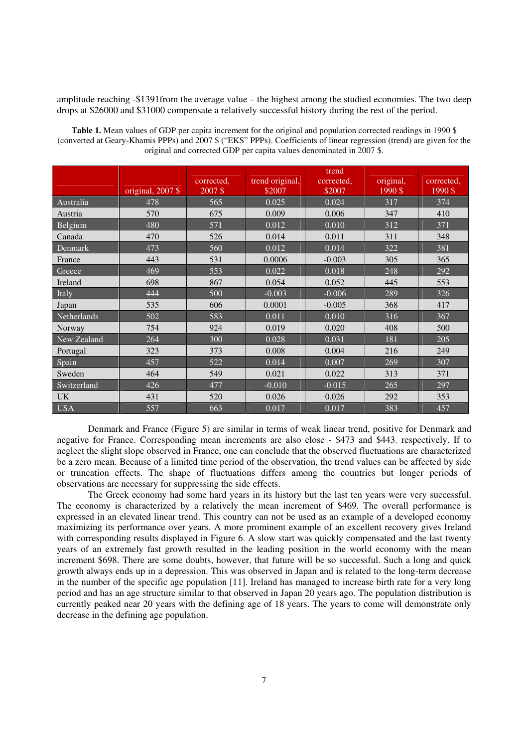amplitude reaching -$1391from the average value – the highest among the studied economies. The two deep drops at $26000 and $31000 compensate a relatively successful history during the rest of the period.

**Table 1.** Mean values of GDP per capita increment for the original and population corrected readings in 1990 $ (converted at Geary-Khamis PPPs) and 2007 $ ("EKS" PPPs). Coefficients of linear regression (trend) are given for the original and corrected GDP per capita values denominated in 2007 $.

| | original, 2007 $ | corrected, 2007 $ | trend original, $2007 | trend corrected, $2007 | original, 1990 $ | corrected, 1990 $ |
|---|---|---|---|---|---|---|
| Australia | 478 | 565 | 0.025 | 0.024 | 317 | 374 |
| Austria | 570 | 675 | 0.009 | 0.006 | 347 | 410 |
| Belgium | 480 | 571 | 0.012 | 0.010 | 312 | 371 |
| Canada | 470 | 526 | 0.014 | 0.011 | 311 | 348 |
| Denmark | 473 | 560 | 0.012 | 0.014 | 322 | 381 |
| France | 443 | 531 | 0.0006 | -0.003 | 305 | 365 |
| Greece | 469 | 553 | 0.022 | 0.018 | 248 | 292 |
| Ireland | 698 | 867 | 0.054 | 0.052 | 445 | 553 |
| Italy | 444 | 500 | -0.003 | -0.006 | 289 | 326 |
| Japan | 535 | 606 | 0.0001 | -0.005 | 368 | 417 |
| Netherlands | 502 | 583 | 0.011 | 0.010 | 316 | 367 |
| Norway | 754 | 924 | 0.019 | 0.020 | 408 | 500 |
| New Zealand | 264 | 300 | 0.028 | 0.031 | 181 | 205 |
| Portugal | 323 | 373 | 0.008 | 0.004 | 216 | 249 |
| Spain | 457 | 522 | 0.014 | 0.007 | 269 | 307 |
| Sweden | 464 | 549 | 0.021 | 0.022 | 313 | 371 |
| Switzerland | 426 | 477 | -0.010 | -0.015 | 265 | 297 |
| UK | 431 | 520 | 0.026 | 0.026 | 292 | 353 |
| USA | 557 | 663 | 0.017 | 0.017 | 383 | 457 |

Denmark and France (Figure 5) are similar in terms of weak linear trend, positive for Denmark and negative for France. Corresponding mean increments are also close - $473 and $443, respectively. If to neglect the slight slope observed in France, one can conclude that the observed fluctuations are characterized be a zero mean. Because of a limited time period of the observation, the trend values can be affected by side or truncation effects. The shape of fluctuations differs among the countries but longer periods of observations are necessary for suppressing the side effects.

The Greek economy had some hard years in its history but the last ten years were very successful. The economy is characterized by a relatively the mean increment of $469. The overall performance is expressed in an elevated linear trend. This country can not be used as an example of a developed economy maximizing its performance over years. A more prominent example of an excellent recovery gives Ireland with corresponding results displayed in Figure 6. A slow start was quickly compensated and the last twenty years of an extremely fast growth resulted in the leading position in the world economy with the mean increment $698. There are some doubts, however, that future will be so successful. Such a long and quick growth always ends up in a depression. This was observed in Japan and is related to the long-term decrease in the number of the specific age population [11]. Ireland has managed to increase birth rate for a very long period and has an age structure similar to that observed in Japan 20 years ago. The population distribution is currently peaked near 20 years with the defining age of 18 years. The years to come will demonstrate only decrease in the defining age population.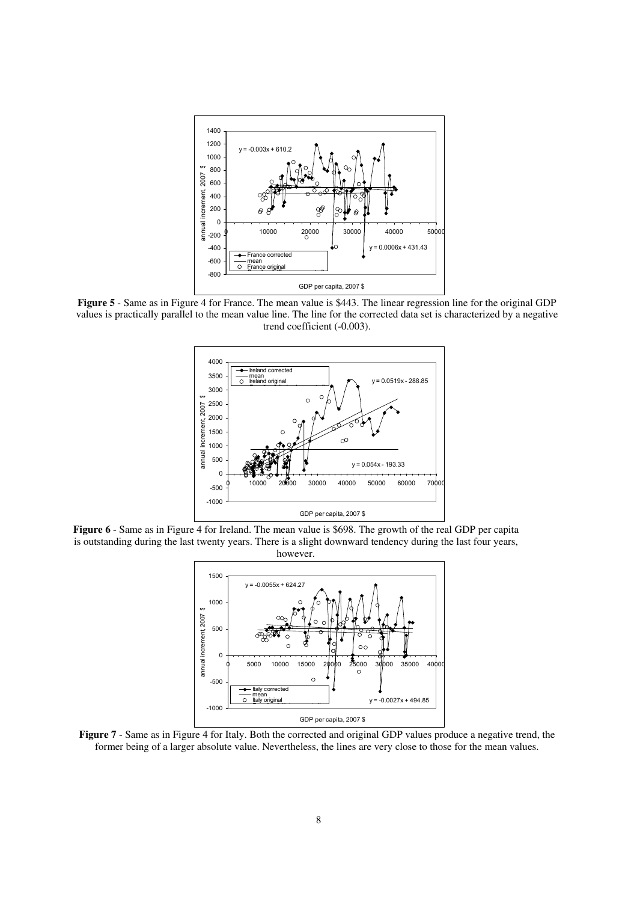**Figure 5** - Same as in Figure 4 for France. The mean value is \$443. The linear regression line for the original GDP values is practically parallel to the mean value line. The line for the corrected data set is characterized by a negative trend coefficient (-0.003).

**Figure 6** - Same as in Figure 4 for Ireland. The mean value is \$698. The growth of the real GDP per capita is outstanding during the last twenty years. There is a slight downward tendency during the last four years, however.

**Figure 7** - Same as in Figure 4 for Italy. Both the corrected and original GDP values produce a negative trend, the former being of a larger absolute value. Nevertheless, the lines are very close to those for the mean values.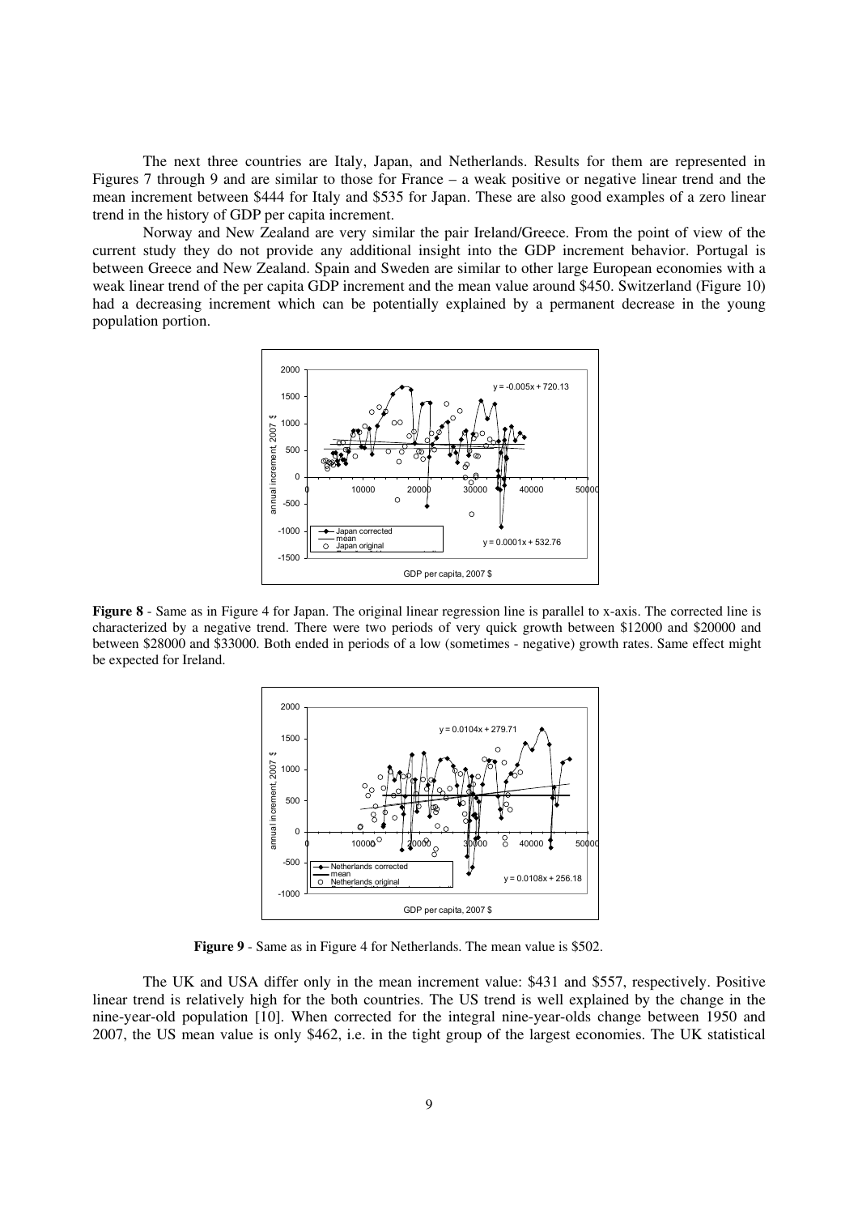The next three countries are Italy, Japan, and Netherlands. Results for them are represented in Figures 7 through 9 and are similar to those for France – a weak positive or negative linear trend and the mean increment between \$444 for Italy and \$535 for Japan. These are also good examples of a zero linear trend in the history of GDP per capita increment.

Norway and New Zealand are very similar the pair Ireland/Greece. From the point of view of the current study they do not provide any additional insight into the GDP increment behavior. Portugal is between Greece and New Zealand. Spain and Sweden are similar to other large European economies with a weak linear trend of the per capita GDP increment and the mean value around \$450. Switzerland (Figure 10) had a decreasing increment which can be potentially explained by a permanent decrease in the young population portion.

**Figure 8** - Same as in Figure 4 for Japan. The original linear regression line is parallel to x-axis. The corrected line is characterized by a negative trend. There were two periods of very quick growth between \$12000 and \$20000 and between \$28000 and \$33000. Both ended in periods of a low (sometimes - negative) growth rates. Same effect might be expected for Ireland.

**Figure 9** - Same as in Figure 4 for Netherlands. The mean value is \$502.

The UK and USA differ only in the mean increment value: \$431 and \$557, respectively. Positive linear trend is relatively high for the both countries. The US trend is well explained by the change in the nine-year-old population [10]. When corrected for the integral nine-year-olds change between 1950 and 2007, the US mean value is only \$462, i.e. in the tight group of the largest economies. The UK statistical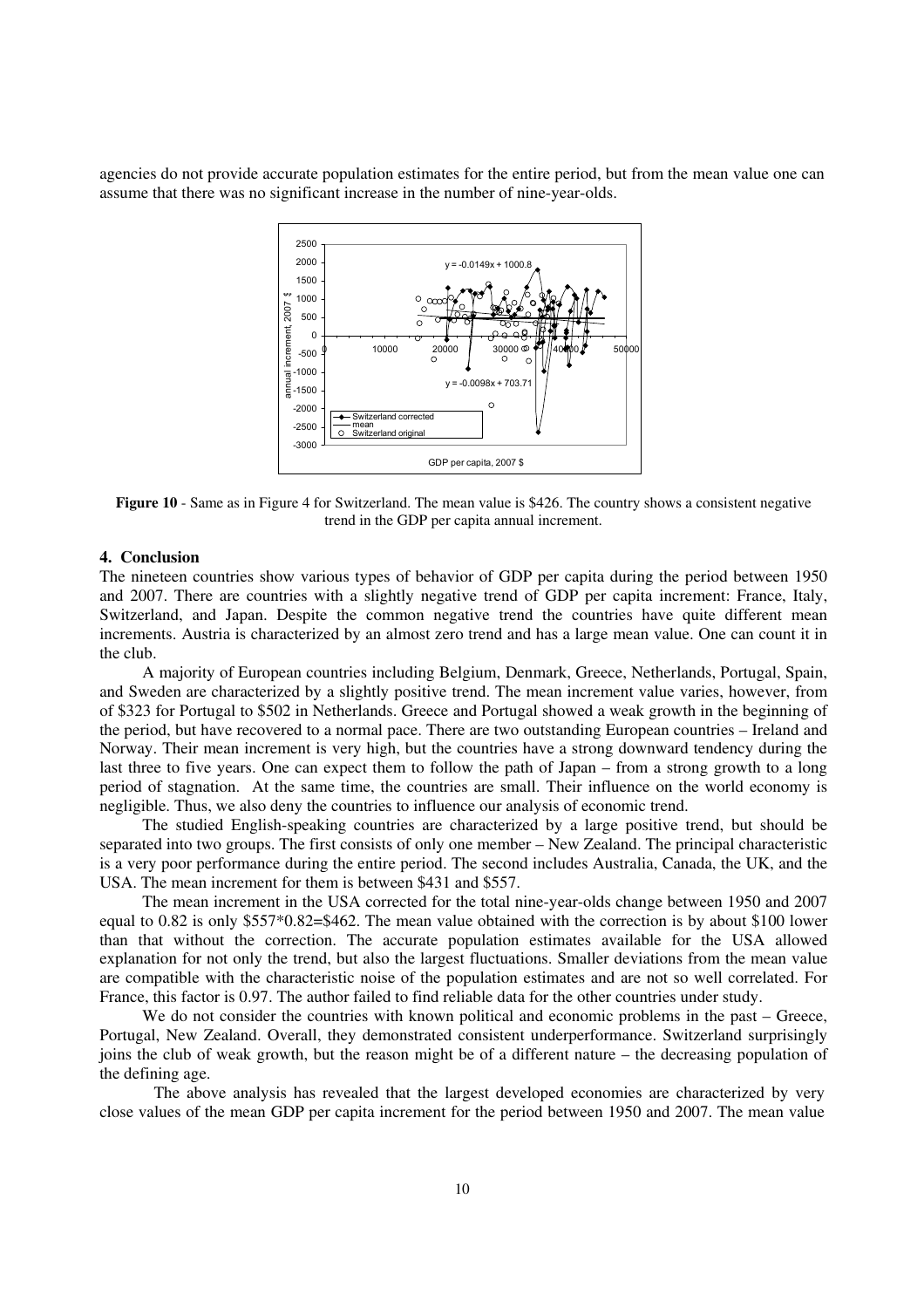agencies do not provide accurate population estimates for the entire period, but from the mean value one can assume that there was no significant increase in the number of nine-year-olds.

**Figure 10** - Same as in Figure 4 for Switzerland. The mean value is $426. The country shows a consistent negative trend in the GDP per capita annual increment.

## 4. Conclusion

The nineteen countries show various types of behavior of GDP per capita during the period between 1950 and 2007. There are countries with a slightly negative trend of GDP per capita increment: France, Italy, Switzerland, and Japan. Despite the common negative trend the countries have quite different mean increments. Austria is characterized by an almost zero trend and has a large mean value. One can count it in the club.

A majority of European countries including Belgium, Denmark, Greece, Netherlands, Portugal, Spain, and Sweden are characterized by a slightly positive trend. The mean increment value varies, however, from of $323 for Portugal to $502 in Netherlands. Greece and Portugal showed a weak growth in the beginning of the period, but have recovered to a normal pace. There are two outstanding European countries – Ireland and Norway. Their mean increment is very high, but the countries have a strong downward tendency during the last three to five years. One can expect them to follow the path of Japan – from a strong growth to a long period of stagnation. At the same time, the countries are small. Their influence on the world economy is negligible. Thus, we also deny the countries to influence our analysis of economic trend.

The studied English-speaking countries are characterized by a large positive trend, but should be separated into two groups. The first consists of only one member – New Zealand. The principal characteristic is a very poor performance during the entire period. The second includes Australia, Canada, the UK, and the USA. The mean increment for them is between $431 and $557.

The mean increment in the USA corrected for the total nine-year-olds change between 1950 and 2007 equal to 0.82 is only $557*0.82=$462. The mean value obtained with the correction is by about $100 lower than that without the correction. The accurate population estimates available for the USA allowed explanation for not only the trend, but also the largest fluctuations. Smaller deviations from the mean value are compatible with the characteristic noise of the population estimates and are not so well correlated. For France, this factor is 0.97. The author failed to find reliable data for the other countries under study.

We do not consider the countries with known political and economic problems in the past – Greece, Portugal, New Zealand. Overall, they demonstrated consistent underperformance. Switzerland surprisingly joins the club of weak growth, but the reason might be of a different nature – the decreasing population of the defining age.

The above analysis has revealed that the largest developed economies are characterized by very close values of the mean GDP per capita increment for the period between 1950 and 2007. The mean value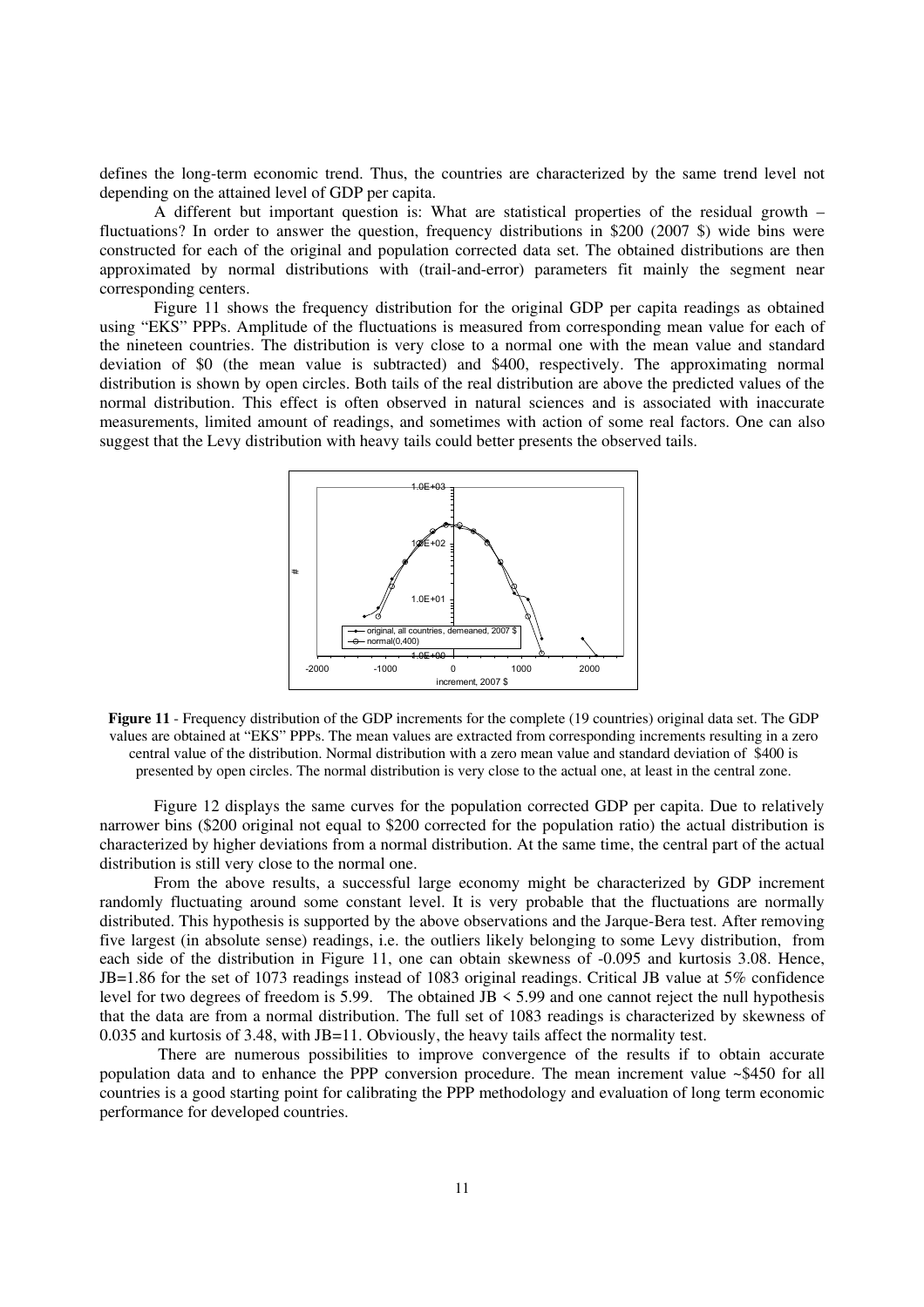defines the long-term economic trend. Thus, the countries are characterized by the same trend level not depending on the attained level of GDP per capita.

A different but important question is: What are statistical properties of the residual growth – fluctuations? In order to answer the question, frequency distributions in \$200 (2007 \$) wide bins were constructed for each of the original and population corrected data set. The obtained distributions are then approximated by normal distributions with (trail-and-error) parameters fit mainly the segment near corresponding centers.

Figure 11 shows the frequency distribution for the original GDP per capita readings as obtained using "EKS" PPPs. Amplitude of the fluctuations is measured from corresponding mean value for each of the nineteen countries. The distribution is very close to a normal one with the mean value and standard deviation of \$0 (the mean value is subtracted) and \$400, respectively. The approximating normal distribution is shown by open circles. Both tails of the real distribution are above the predicted values of the normal distribution. This effect is often observed in natural sciences and is associated with inaccurate measurements, limited amount of readings, and sometimes with action of some real factors. One can also suggest that the Levy distribution with heavy tails could better presents the observed tails.

**Figure 11** - Frequency distribution of the GDP increments for the complete (19 countries) original data set. The GDP values are obtained at "EKS" PPPs. The mean values are extracted from corresponding increments resulting in a zero central value of the distribution. Normal distribution with a zero mean value and standard deviation of \$400 is presented by open circles. The normal distribution is very close to the actual one, at least in the central zone.

Figure 12 displays the same curves for the population corrected GDP per capita. Due to relatively narrower bins (\$200 original not equal to \$200 corrected for the population ratio) the actual distribution is characterized by higher deviations from a normal distribution. At the same time, the central part of the actual distribution is still very close to the normal one.

From the above results, a successful large economy might be characterized by GDP increment randomly fluctuating around some constant level. It is very probable that the fluctuations are normally distributed. This hypothesis is supported by the above observations and the Jarque-Bera test. After removing five largest (in absolute sense) readings, i.e. the outliers likely belonging to some Levy distribution, from each side of the distribution in Figure 11, one can obtain skewness of -0.095 and kurtosis 3.08. Hence, JB=1.86 for the set of 1073 readings instead of 1083 original readings. Critical JB value at 5% confidence level for two degrees of freedom is 5.99. The obtained JB < 5.99 and one cannot reject the null hypothesis that the data are from a normal distribution. The full set of 1083 readings is characterized by skewness of 0.035 and kurtosis of 3.48, with JB=11. Obviously, the heavy tails affect the normality test.

There are numerous possibilities to improve convergence of the results if to obtain accurate population data and to enhance the PPP conversion procedure. The mean increment value ~\$450 for all countries is a good starting point for calibrating the PPP methodology and evaluation of long term economic performance for developed countries.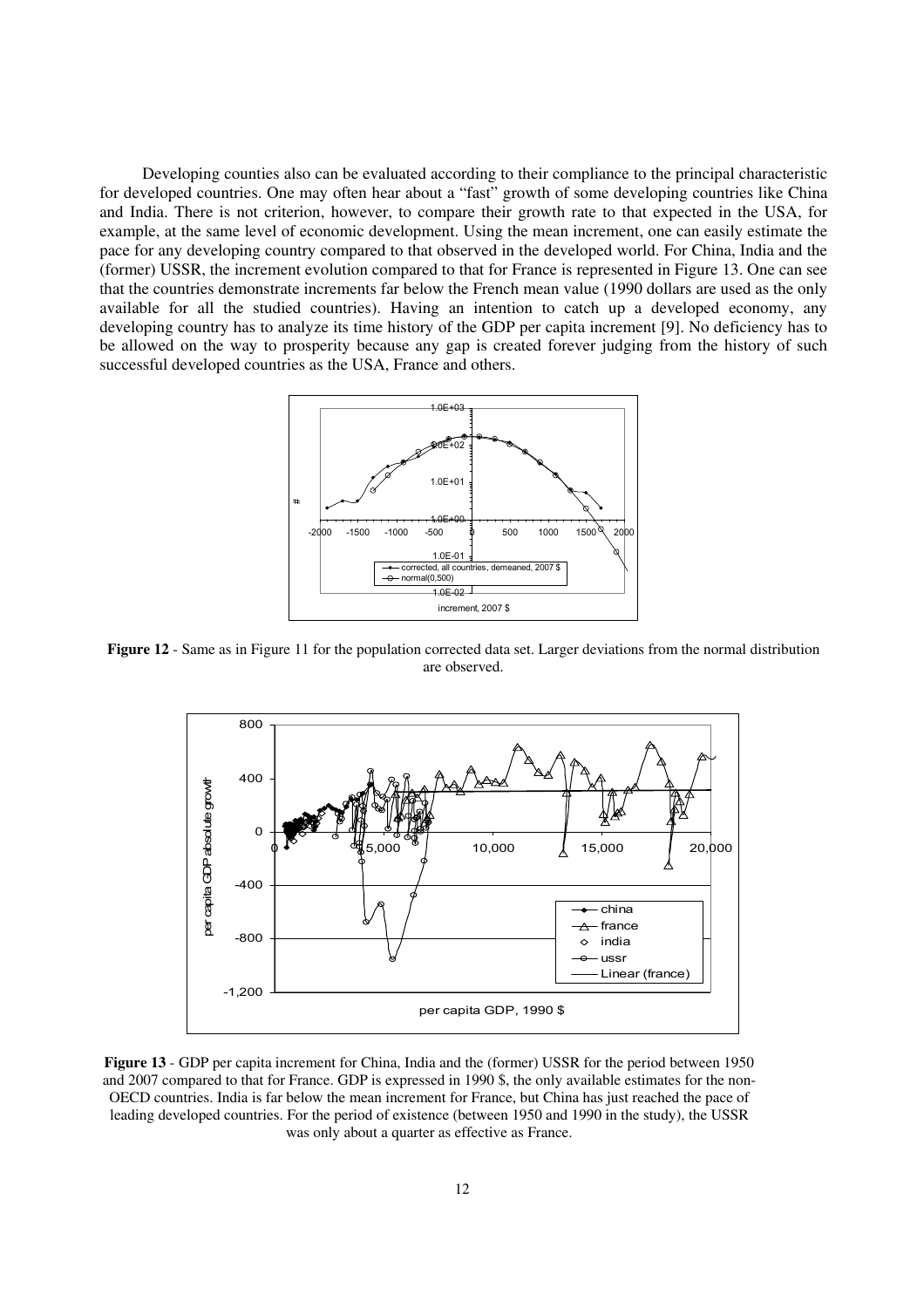Developing counties also can be evaluated according to their compliance to the principal characteristic for developed countries. One may often hear about a "fast" growth of some developing countries like China and India. There is not criterion, however, to compare their growth rate to that expected in the USA, for example, at the same level of economic development. Using the mean increment, one can easily estimate the pace for any developing country compared to that observed in the developed world. For China, India and the (former) USSR, the increment evolution compared to that for France is represented in Figure 13. One can see that the countries demonstrate increments far below the French mean value (1990 dollars are used as the only available for all the studied countries). Having an intention to catch up a developed economy, any developing country has to analyze its time history of the GDP per capita increment [9]. No deficiency has to be allowed on the way to prosperity because any gap is created forever judging from the history of such successful developed countries as the USA, France and others.

**Figure 12** - Same as in Figure 11 for the population corrected data set. Larger deviations from the normal distribution are observed.

**Figure 13** - GDP per capita increment for China, India and the (former) USSR for the period between 1950 and 2007 compared to that for France. GDP is expressed in 1990 $, the only available estimates for the non-OECD countries. India is far below the mean increment for France, but China has just reached the pace of leading developed countries. For the period of existence (between 1950 and 1990 in the study), the USSR was only about a quarter as effective as France.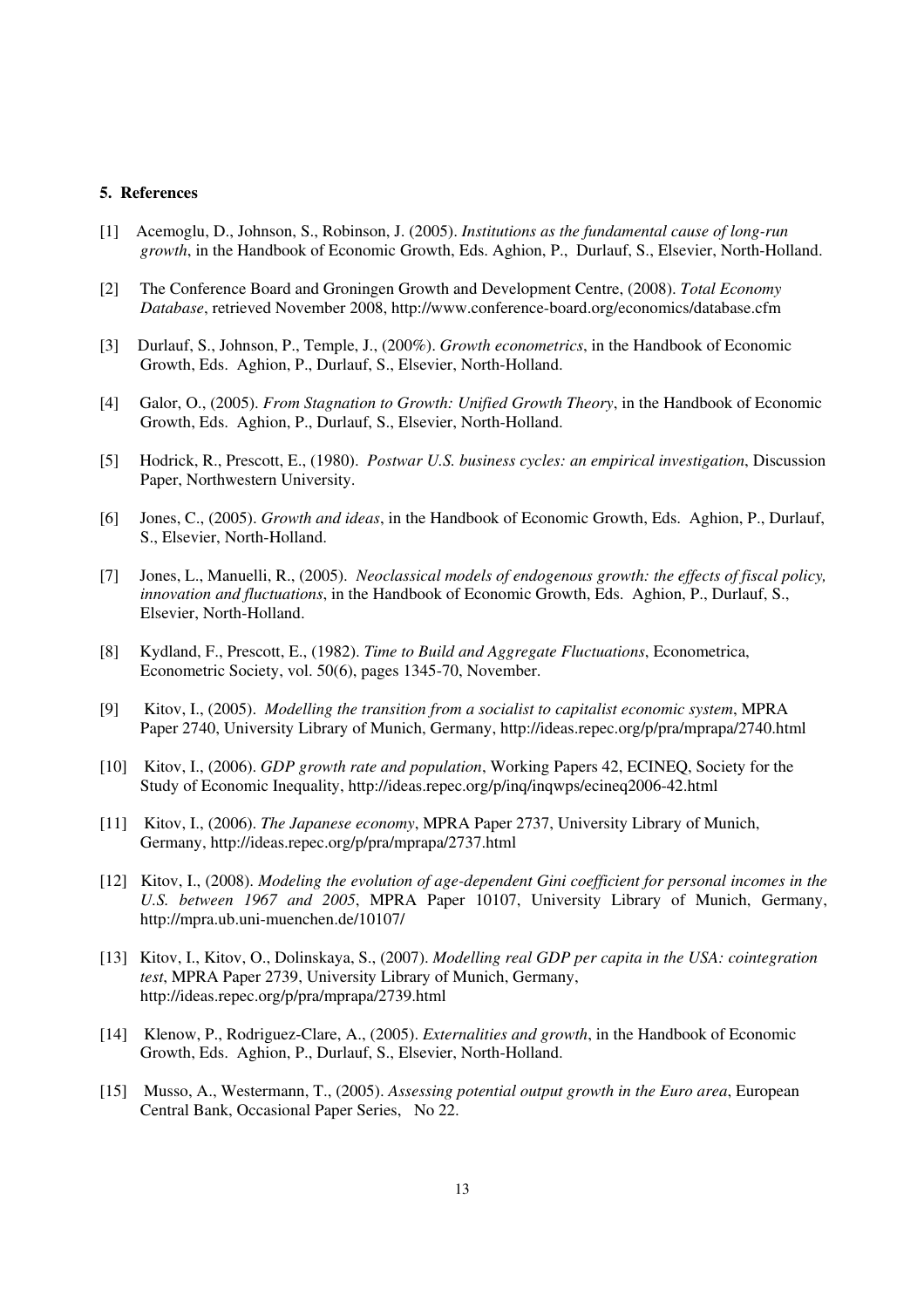## 5. References

[1] Acemoglu, D., Johnson, S., Robinson, J. (2005). *Institutions as the fundamental cause of long-run growth*, in the Handbook of Economic Growth, Eds. Aghion, P., Durlauf, S., Elsevier, North-Holland.

[2] The Conference Board and Groningen Growth and Development Centre, (2008). *Total Economy Database*, retrieved November 2008, http://www.conference-board.org/economics/database.cfm

[3] Durlauf, S., Johnson, P., Temple, J., (200%). *Growth econometrics*, in the Handbook of Economic Growth, Eds. Aghion, P., Durlauf, S., Elsevier, North-Holland.

[4] Galor, O., (2005). *From Stagnation to Growth: Unified Growth Theory*, in the Handbook of Economic Growth, Eds. Aghion, P., Durlauf, S., Elsevier, North-Holland.

[5] Hodrick, R., Prescott, E., (1980). *Postwar U.S. business cycles: an empirical investigation*, Discussion Paper, Northwestern University.

[6] Jones, C., (2005). *Growth and ideas*, in the Handbook of Economic Growth, Eds. Aghion, P., Durlauf, S., Elsevier, North-Holland.

[7] Jones, L., Manuelli, R., (2005). *Neoclassical models of endogenous growth: the effects of fiscal policy, innovation and fluctuations*, in the Handbook of Economic Growth, Eds. Aghion, P., Durlauf, S., Elsevier, North-Holland.

[8] Kydland, F., Prescott, E., (1982). *Time to Build and Aggregate Fluctuations*, Econometrica, Econometric Society, vol. 50(6), pages 1345-70, November.

[9] Kitov, I., (2005). *Modelling the transition from a socialist to capitalist economic system*, MPRA Paper 2740, University Library of Munich, Germany, http://ideas.repec.org/p/pra/mprapa/2740.html

[10] Kitov, I., (2006). *GDP growth rate and population*, Working Papers 42, ECINEQ, Society for the Study of Economic Inequality, http://ideas.repec.org/p/inq/inqwps/ecineq2006-42.html

[11] Kitov, I., (2006). *The Japanese economy*, MPRA Paper 2737, University Library of Munich, Germany, http://ideas.repec.org/p/pra/mprapa/2737.html

[12] Kitov, I., (2008). *Modeling the evolution of age-dependent Gini coefficient for personal incomes in the U.S. between 1967 and 2005*, MPRA Paper 10107, University Library of Munich, Germany, http://mpra.ub.uni-muenchen.de/10107/

[13] Kitov, I., Kitov, O., Dolinskaya, S., (2007). *Modelling real GDP per capita in the USA: cointegration test*, MPRA Paper 2739, University Library of Munich, Germany, http://ideas.repec.org/p/pra/mprapa/2739.html

[14] Klenow, P., Rodriguez-Clare, A., (2005). *Externalities and growth*, in the Handbook of Economic Growth, Eds. Aghion, P., Durlauf, S., Elsevier, North-Holland.

[15] Musso, A., Westermann, T., (2005). *Assessing potential output growth in the Euro area*, European Central Bank, Occasional Paper Series, No 22.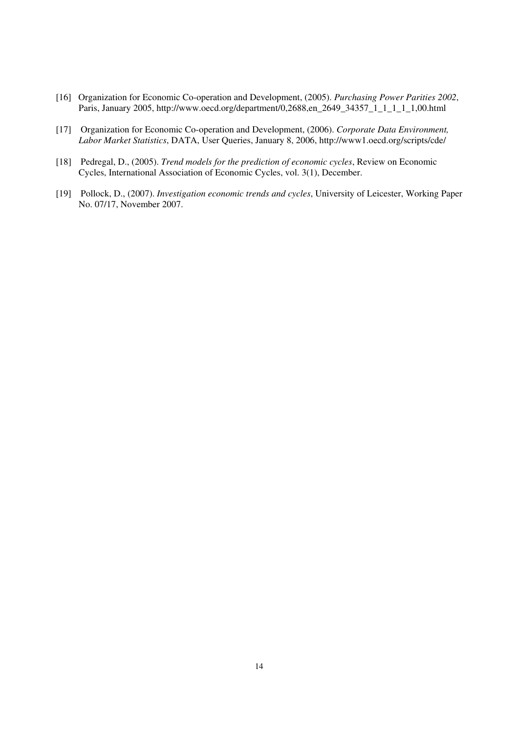[16] Organization for Economic Co-operation and Development, (2005). *Purchasing Power Parities 2002*, Paris, January 2005, http://www.oecd.org/department/0,2688,en_2649_34357_1_1_1_1_1,00.html

[17] Organization for Economic Co-operation and Development, (2006). *Corporate Data Environment, Labor Market Statistics*, DATA, User Queries, January 8, 2006, http://www1.oecd.org/scripts/cde/

[18] Pedregal, D., (2005). *Trend models for the prediction of economic cycles*, Review on Economic Cycles, International Association of Economic Cycles, vol. 3(1), December.

[19] Pollock, D., (2007). *Investigation economic trends and cycles*, University of Leicester, Working Paper No. 07/17, November 2007.